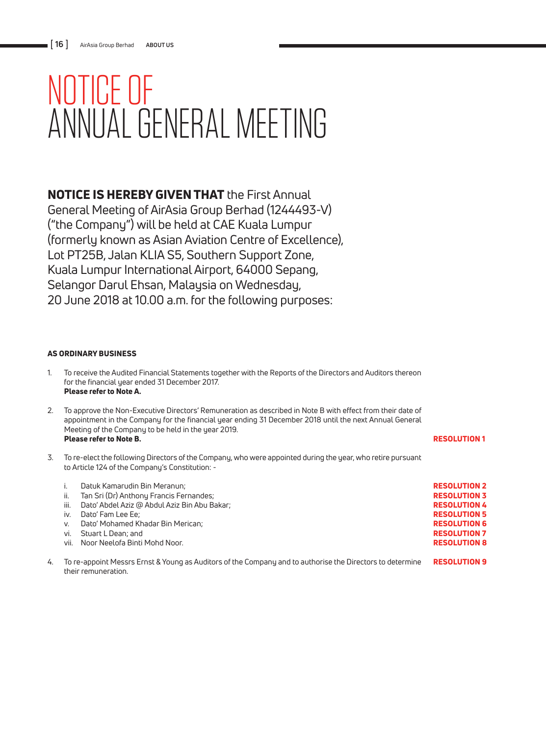# NOTICE OF ANNUAL GENERAL MEETING

**NOTICE IS HEREBY GIVEN THAT** the First Annual General Meeting of AirAsia Group Berhad (1244493-V) ("the Company") will be held at CAE Kuala Lumpur (formerly known as Asian Aviation Centre of Excellence), Lot PT25B, Jalan KLIA S5, Southern Support Zone, Kuala Lumpur International Airport, 64000 Sepang, Selangor Darul Ehsan, Malaysia on Wednesday, 20 June 2018 at 10.00 a.m. for the following purposes:

**AS ORDINARY BUSINESS**

1. To receive the Audited Financial Statements together with the Reports of the Directors and Auditors thereon for the financial year ended 31 December 2017.
   **Please refer to Note A.**

2. To approve the Non-Executive Directors' Remuneration as described in Note B with effect from their date of appointment in the Company for the financial year ending 31 December 2018 until the next Annual General Meeting of the Company to be held in the year 2019.
   **Please refer to Note B.** — **RESOLUTION 1**

3. To re-elect the following Directors of the Company, who were appointed during the year, who retire pursuant to Article 124 of the Company's Constitution: -

   i. Datuk Kamarudin Bin Meranun; — **RESOLUTION 2**
   ii. Tan Sri (Dr) Anthony Francis Fernandes; — **RESOLUTION 3**
   iii. Dato' Abdel Aziz @ Abdul Aziz Bin Abu Bakar; — **RESOLUTION 4**
   iv. Dato' Fam Lee Ee; — **RESOLUTION 5**
   v. Dato' Mohamed Khadar Bin Merican; — **RESOLUTION 6**
   vi. Stuart L Dean; and — **RESOLUTION 7**
   vii. Noor Neelofa Binti Mohd Noor. — **RESOLUTION 8**

4. To re-appoint Messrs Ernst & Young as Auditors of the Company and to authorise the Directors to determine their remuneration. — **RESOLUTION 9**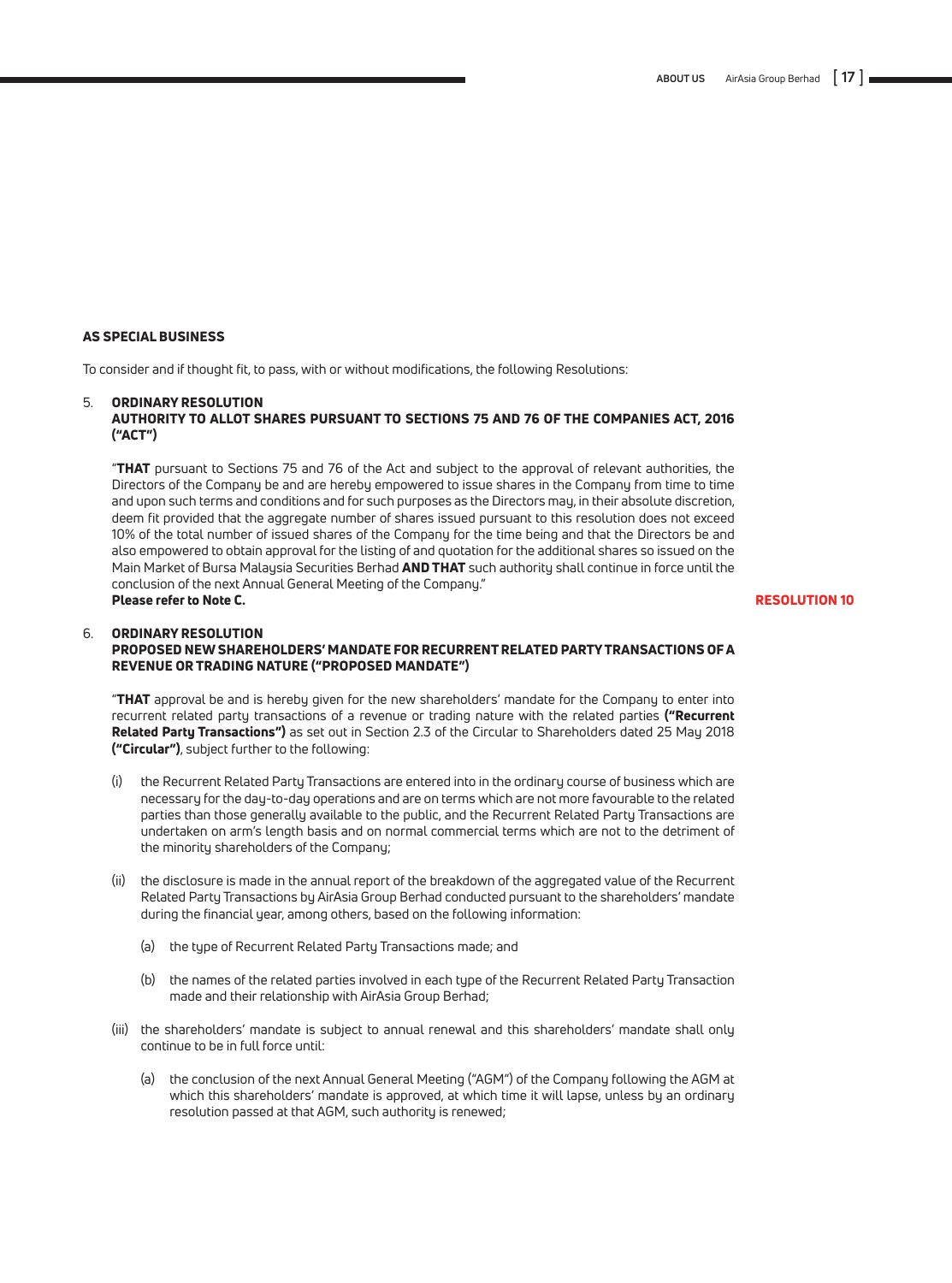**AS SPECIAL BUSINESS**

To consider and if thought fit, to pass, with or without modifications, the following Resolutions:

5. **ORDINARY RESOLUTION**
   **AUTHORITY TO ALLOT SHARES PURSUANT TO SECTIONS 75 AND 76 OF THE COMPANIES ACT, 2016 ("ACT")**

   "**THAT** pursuant to Sections 75 and 76 of the Act and subject to the approval of relevant authorities, the Directors of the Company be and are hereby empowered to issue shares in the Company from time to time and upon such terms and conditions and for such purposes as the Directors may, in their absolute discretion, deem fit provided that the aggregate number of shares issued pursuant to this resolution does not exceed 10% of the total number of issued shares of the Company for the time being and that the Directors be and also empowered to obtain approval for the listing of and quotation for the additional shares so issued on the Main Market of Bursa Malaysia Securities Berhad **AND THAT** such authority shall continue in force until the conclusion of the next Annual General Meeting of the Company."
   **Please refer to Note C.**

   **RESOLUTION 10**

6. **ORDINARY RESOLUTION**
   **PROPOSED NEW SHAREHOLDERS' MANDATE FOR RECURRENT RELATED PARTY TRANSACTIONS OF A REVENUE OR TRADING NATURE ("PROPOSED MANDATE")**

   "**THAT** approval be and is hereby given for the new shareholders' mandate for the Company to enter into recurrent related party transactions of a revenue or trading nature with the related parties **("Recurrent Related Party Transactions")** as set out in Section 2.3 of the Circular to Shareholders dated 25 May 2018 **("Circular")**, subject further to the following:

   (i) the Recurrent Related Party Transactions are entered into in the ordinary course of business which are necessary for the day-to-day operations and are on terms which are not more favourable to the related parties than those generally available to the public, and the Recurrent Related Party Transactions are undertaken on arm's length basis and on normal commercial terms which are not to the detriment of the minority shareholders of the Company;

   (ii) the disclosure is made in the annual report of the breakdown of the aggregated value of the Recurrent Related Party Transactions by AirAsia Group Berhad conducted pursuant to the shareholders' mandate during the financial year, among others, based on the following information:

   (a) the type of Recurrent Related Party Transactions made; and

   (b) the names of the related parties involved in each type of the Recurrent Related Party Transaction made and their relationship with AirAsia Group Berhad;

   (iii) the shareholders' mandate is subject to annual renewal and this shareholders' mandate shall only continue to be in full force until:

   (a) the conclusion of the next Annual General Meeting ("AGM") of the Company following the AGM at which this shareholders' mandate is approved, at which time it will lapse, unless by an ordinary resolution passed at that AGM, such authority is renewed;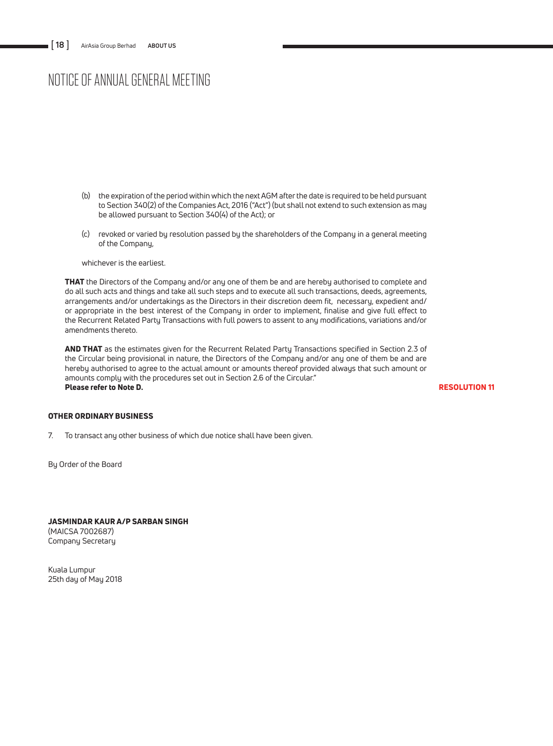# NOTICE OF ANNUAL GENERAL MEETING

(b) the expiration of the period within which the next AGM after the date is required to be held pursuant to Section 340(2) of the Companies Act, 2016 ("Act") (but shall not extend to such extension as may be allowed pursuant to Section 340(4) of the Act); or

(c) revoked or varied by resolution passed by the shareholders of the Company in a general meeting of the Company,

whichever is the earliest.

**THAT** the Directors of the Company and/or any one of them be and are hereby authorised to complete and do all such acts and things and take all such steps and to execute all such transactions, deeds, agreements, arrangements and/or undertakings as the Directors in their discretion deem fit, necessary, expedient and/or appropriate in the best interest of the Company in order to implement, finalise and give full effect to the Recurrent Related Party Transactions with full powers to assent to any modifications, variations and/or amendments thereto.

**AND THAT** as the estimates given for the Recurrent Related Party Transactions specified in Section 2.3 of the Circular being provisional in nature, the Directors of the Company and/or any one of them be and are hereby authorised to agree to the actual amount or amounts thereof provided always that such amount or amounts comply with the procedures set out in Section 2.6 of the Circular."
**Please refer to Note D.**

**RESOLUTION 11**

**OTHER ORDINARY BUSINESS**

7. To transact any other business of which due notice shall have been given.

By Order of the Board

**JASMINDAR KAUR A/P SARBAN SINGH**
(MAICSA 7002687)
Company Secretary

Kuala Lumpur
25th day of May 2018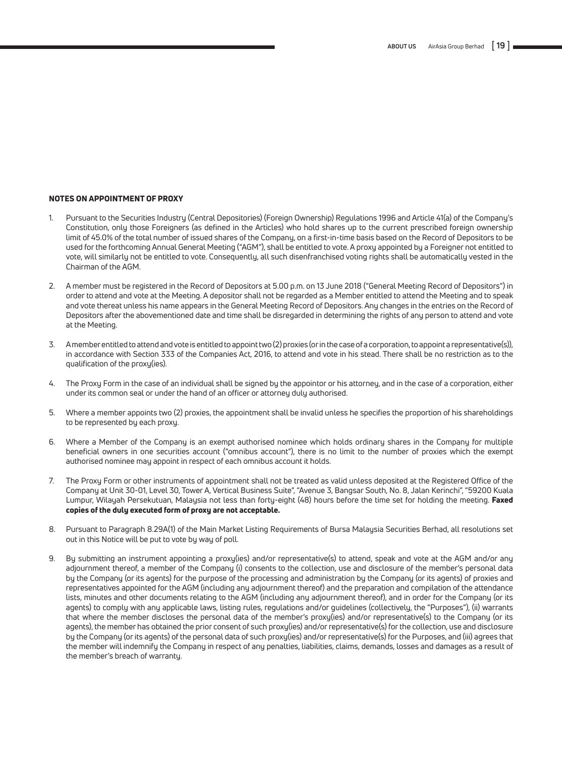## NOTES ON APPOINTMENT OF PROXY

1. Pursuant to the Securities Industry (Central Depositories) (Foreign Ownership) Regulations 1996 and Article 41(a) of the Company's Constitution, only those Foreigners (as defined in the Articles) who hold shares up to the current prescribed foreign ownership limit of 45.0% of the total number of issued shares of the Company, on a first-in-time basis based on the Record of Depositors to be used for the forthcoming Annual General Meeting ("AGM"), shall be entitled to vote. A proxy appointed by a Foreigner not entitled to vote, will similarly not be entitled to vote. Consequently, all such disenfranchised voting rights shall be automatically vested in the Chairman of the AGM.

2. A member must be registered in the Record of Depositors at 5.00 p.m. on 13 June 2018 ("General Meeting Record of Depositors") in order to attend and vote at the Meeting. A depositor shall not be regarded as a Member entitled to attend the Meeting and to speak and vote thereat unless his name appears in the General Meeting Record of Depositors. Any changes in the entries on the Record of Depositors after the abovementioned date and time shall be disregarded in determining the rights of any person to attend and vote at the Meeting.

3. A member entitled to attend and vote is entitled to appoint two (2) proxies (or in the case of a corporation, to appoint a representative(s)), in accordance with Section 333 of the Companies Act, 2016, to attend and vote in his stead. There shall be no restriction as to the qualification of the proxy(ies).

4. The Proxy Form in the case of an individual shall be signed by the appointor or his attorney, and in the case of a corporation, either under its common seal or under the hand of an officer or attorney duly authorised.

5. Where a member appoints two (2) proxies, the appointment shall be invalid unless he specifies the proportion of his shareholdings to be represented by each proxy.

6. Where a Member of the Company is an exempt authorised nominee which holds ordinary shares in the Company for multiple beneficial owners in one securities account ("omnibus account"), there is no limit to the number of proxies which the exempt authorised nominee may appoint in respect of each omnibus account it holds.

7. The Proxy Form or other instruments of appointment shall not be treated as valid unless deposited at the Registered Office of the Company at Unit 30-01, Level 30, Tower A, Vertical Business Suite", "Avenue 3, Bangsar South, No. 8, Jalan Kerinchi", "59200 Kuala Lumpur, Wilayah Persekutuan, Malaysia not less than forty-eight (48) hours before the time set for holding the meeting. **Faxed copies of the duly executed form of proxy are not acceptable.**

8. Pursuant to Paragraph 8.29A(1) of the Main Market Listing Requirements of Bursa Malaysia Securities Berhad, all resolutions set out in this Notice will be put to vote by way of poll.

9. By submitting an instrument appointing a proxy(ies) and/or representative(s) to attend, speak and vote at the AGM and/or any adjournment thereof, a member of the Company (i) consents to the collection, use and disclosure of the member's personal data by the Company (or its agents) for the purpose of the processing and administration by the Company (or its agents) of proxies and representatives appointed for the AGM (including any adjournment thereof) and the preparation and compilation of the attendance lists, minutes and other documents relating to the AGM (including any adjournment thereof), and in order for the Company (or its agents) to comply with any applicable laws, listing rules, regulations and/or guidelines (collectively, the "Purposes"), (ii) warrants that where the member discloses the personal data of the member's proxy(ies) and/or representative(s) to the Company (or its agents), the member has obtained the prior consent of such proxy(ies) and/or representative(s) for the collection, use and disclosure by the Company (or its agents) of the personal data of such proxy(ies) and/or representative(s) for the Purposes, and (iii) agrees that the member will indemnify the Company in respect of any penalties, liabilities, claims, demands, losses and damages as a result of the member's breach of warranty.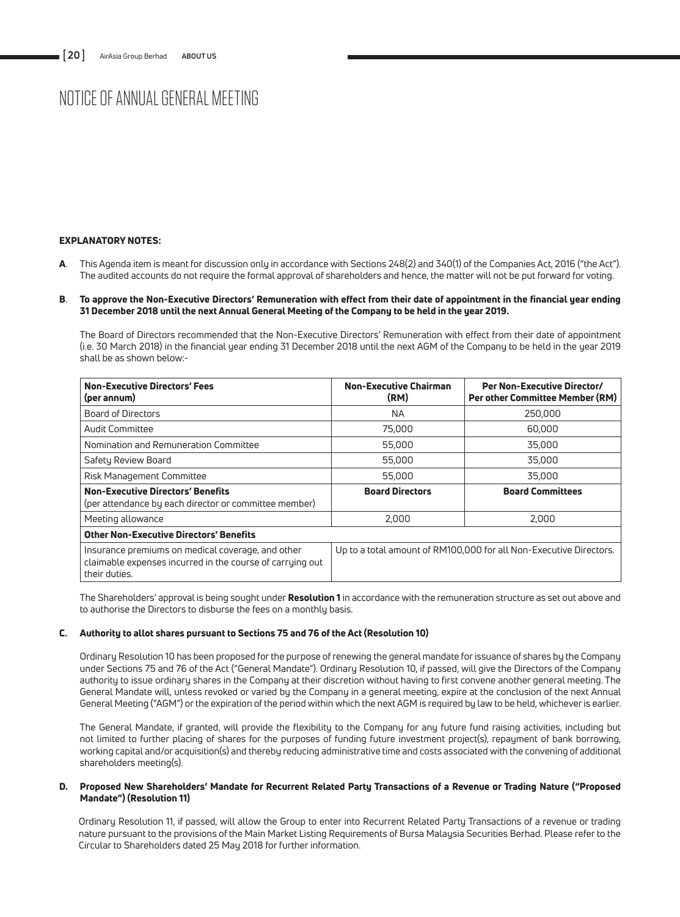# NOTICE OF ANNUAL GENERAL MEETING

**EXPLANATORY NOTES:**

**A**. This Agenda item is meant for discussion only in accordance with Sections 248(2) and 340(1) of the Companies Act, 2016 ("the Act"). The audited accounts do not require the formal approval of shareholders and hence, the matter will not be put forward for voting.

**B**. **To approve the Non-Executive Directors' Remuneration with effect from their date of appointment in the financial year ending 31 December 2018 until the next Annual General Meeting of the Company to be held in the year 2019.**

The Board of Directors recommended that the Non-Executive Directors' Remuneration with effect from their date of appointment (i.e. 30 March 2018) in the financial year ending 31 December 2018 until the next AGM of the Company to be held in the year 2019 shall be as shown below:-

| **Non-Executive Directors' Fees (per annum)** | **Non-Executive Chairman (RM)** | **Per Non-Executive Director/ Per other Committee Member (RM)** |
|---|---|---|
| Board of Directors | NA | 250,000 |
| Audit Committee | 75,000 | 60,000 |
| Nomination and Remuneration Committee | 55,000 | 35,000 |
| Safety Review Board | 55,000 | 35,000 |
| Risk Management Committee | 55,000 | 35,000 |
| **Non-Executive Directors' Benefits** (per attendance by each director or committee member) | **Board Directors** | **Board Committees** |
| Meeting allowance | 2,000 | 2,000 |
| **Other Non-Executive Directors' Benefits** | | |
| Insurance premiums on medical coverage, and other claimable expenses incurred in the course of carrying out their duties. | Up to a total amount of RM100,000 for all Non-Executive Directors. | |

The Shareholders' approval is being sought under **Resolution 1** in accordance with the remuneration structure as set out above and to authorise the Directors to disburse the fees on a monthly basis.

**C. Authority to allot shares pursuant to Sections 75 and 76 of the Act (Resolution 10)**

Ordinary Resolution 10 has been proposed for the purpose of renewing the general mandate for issuance of shares by the Company under Sections 75 and 76 of the Act ("General Mandate"). Ordinary Resolution 10, if passed, will give the Directors of the Company authority to issue ordinary shares in the Company at their discretion without having to first convene another general meeting. The General Mandate will, unless revoked or varied by the Company in a general meeting, expire at the conclusion of the next Annual General Meeting ("AGM") or the expiration of the period within which the next AGM is required by law to be held, whichever is earlier.

The General Mandate, if granted, will provide the flexibility to the Company for any future fund raising activities, including but not limited to further placing of shares for the purposes of funding future investment project(s), repayment of bank borrowing, working capital and/or acquisition(s) and thereby reducing administrative time and costs associated with the convening of additional shareholders meeting(s).

**D. Proposed New Shareholders' Mandate for Recurrent Related Party Transactions of a Revenue or Trading Nature ("Proposed Mandate") (Resolution 11)**

Ordinary Resolution 11, if passed, will allow the Group to enter into Recurrent Related Party Transactions of a revenue or trading nature pursuant to the provisions of the Main Market Listing Requirements of Bursa Malaysia Securities Berhad. Please refer to the Circular to Shareholders dated 25 May 2018 for further information.